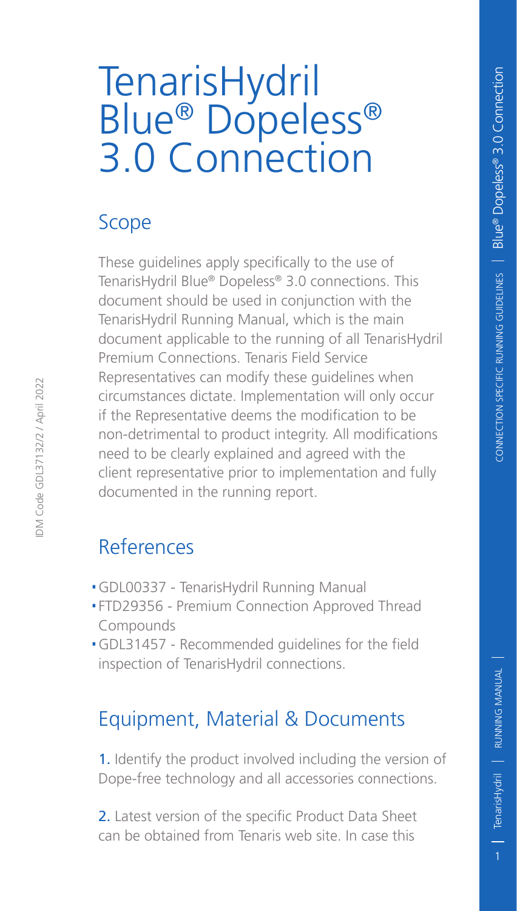# TenarisHydril Blue® Dopeless® 3.0 Connection

## Scope

These guidelines apply specifically to the use of TenarisHydril Blue® Dopeless® 3.0 connections. This document should be used in conjunction with the TenarisHydril Running Manual, which is the main document applicable to the running of all TenarisHydril Premium Connections. Tenaris Field Service Representatives can modify these guidelines when circumstances dictate. Implementation will only occur if the Representative deems the modification to be non-detrimental to product integrity. All modifications need to be clearly explained and agreed with the client representative prior to implementation and fully documented in the running report.

## References

- GDL00337 - TenarisHydril Running Manual
- FTD29356 - Premium Connection Approved Thread Compounds
- GDL31457 - Recommended guidelines for the field inspection of TenarisHydril connections.

## Equipment, Material & Documents

**1.** Identify the product involved including the version of Dope-free technology and all accessories connections.

**2.** Latest version of the specific Product Data Sheet can be obtained from Tenaris web site. In case this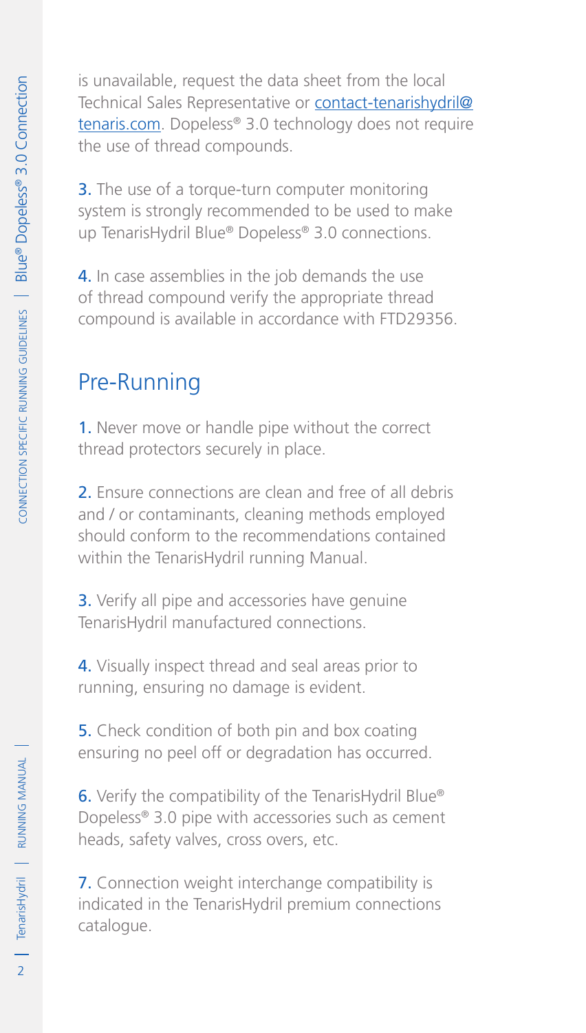is unavailable, request the data sheet from the local Technical Sales Representative or contact-tenarishydril@tenaris.com. Dopeless® 3.0 technology does not require the use of thread compounds.

3. The use of a torque-turn computer monitoring system is strongly recommended to be used to make up TenarisHydril Blue® Dopeless® 3.0 connections.

4. In case assemblies in the job demands the use of thread compound verify the appropriate thread compound is available in accordance with FTD29356.

## Pre-Running

1. Never move or handle pipe without the correct thread protectors securely in place.

2. Ensure connections are clean and free of all debris and / or contaminants, cleaning methods employed should conform to the recommendations contained within the TenarisHydril running Manual.

3. Verify all pipe and accessories have genuine TenarisHydril manufactured connections.

4. Visually inspect thread and seal areas prior to running, ensuring no damage is evident.

5. Check condition of both pin and box coating ensuring no peel off or degradation has occurred.

6. Verify the compatibility of the TenarisHydril Blue® Dopeless® 3.0 pipe with accessories such as cement heads, safety valves, cross overs, etc.

7. Connection weight interchange compatibility is indicated in the TenarisHydril premium connections catalogue.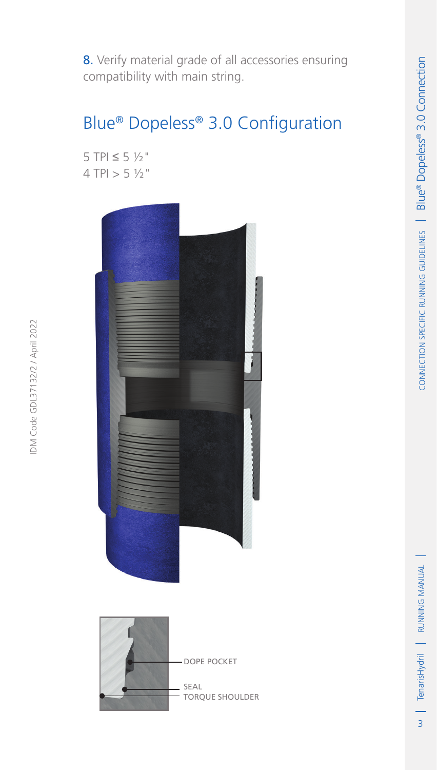8. Verify material grade of all accessories ensuring compatibility with main string.

## Blue® Dopeless® 3.0 Configuration

5 TPI ≤ 5 ½"
4 TPI > 5 ½"

DOPE POCKET

SEAL

TORQUE SHOULDER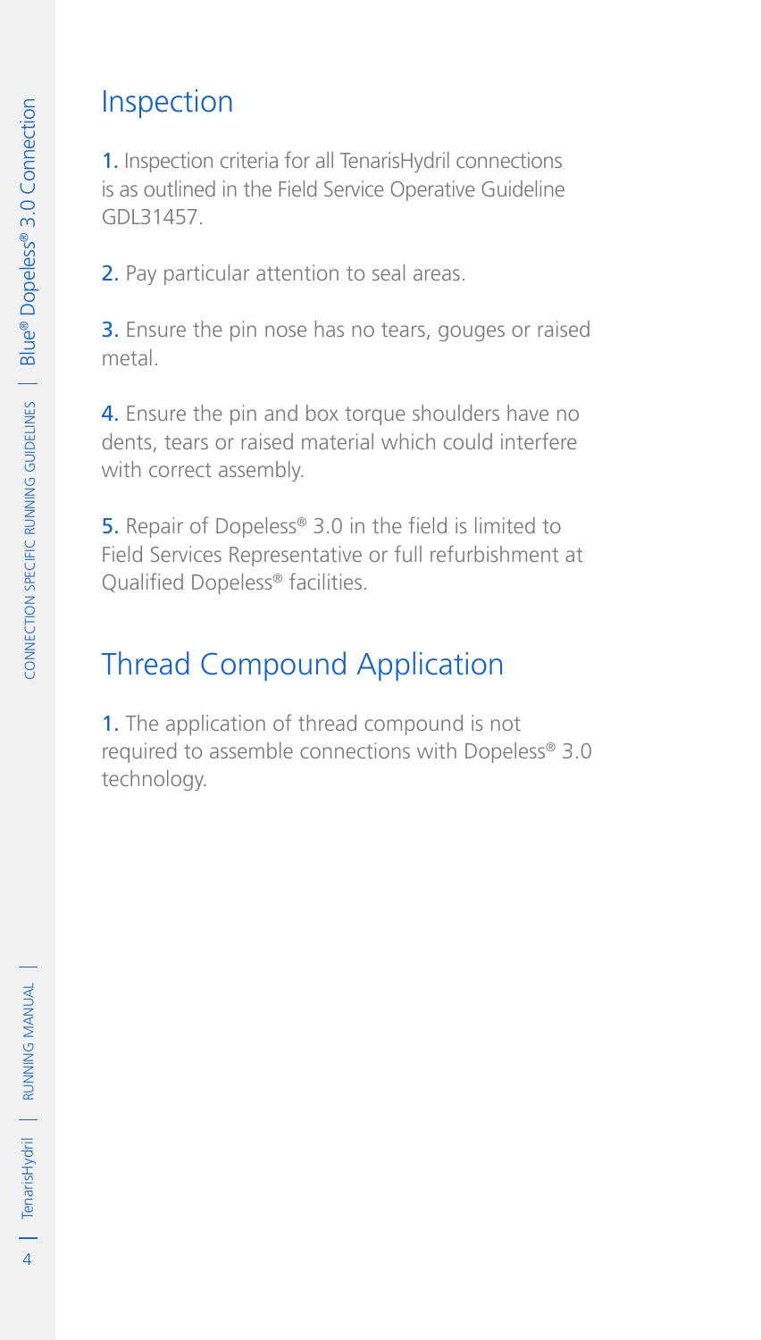## Inspection

1. Inspection criteria for all TenarisHydril connections is as outlined in the Field Service Operative Guideline GDL31457.

2. Pay particular attention to seal areas.

3. Ensure the pin nose has no tears, gouges or raised metal.

4. Ensure the pin and box torque shoulders have no dents, tears or raised material which could interfere with correct assembly.

5. Repair of Dopeless® 3.0 in the field is limited to Field Services Representative or full refurbishment at Qualified Dopeless® facilities.

## Thread Compound Application

1. The application of thread compound is not required to assemble connections with Dopeless® 3.0 technology.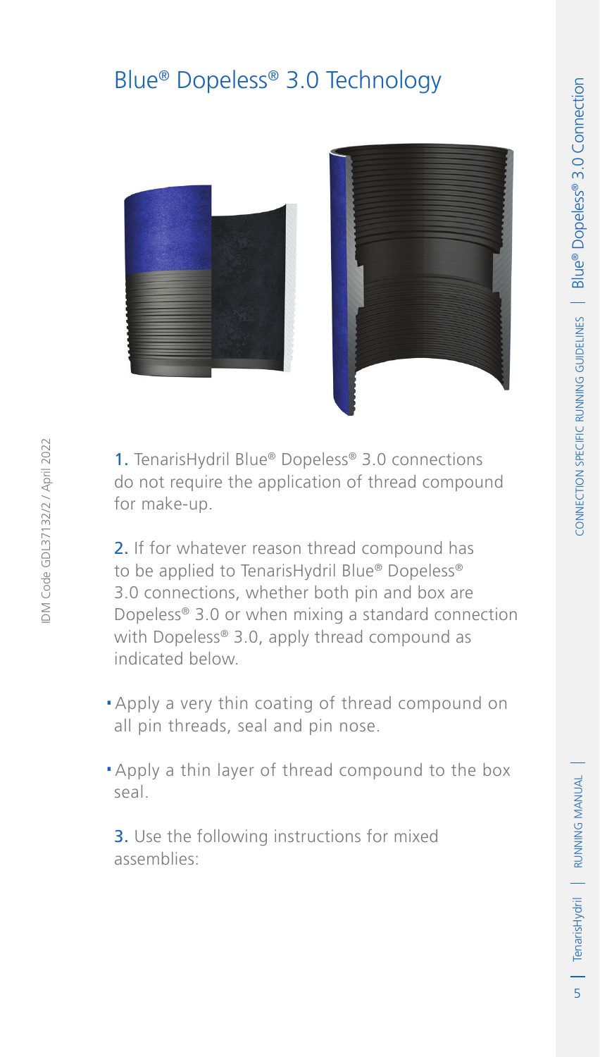# Blue® Dopeless® 3.0 Technology

1. TenarisHydril Blue® Dopeless® 3.0 connections do not require the application of thread compound for make-up.

2. If for whatever reason thread compound has to be applied to TenarisHydril Blue® Dopeless® 3.0 connections, whether both pin and box are Dopeless® 3.0 or when mixing a standard connection with Dopeless® 3.0, apply thread compound as indicated below.

- Apply a very thin coating of thread compound on all pin threads, seal and pin nose.
- Apply a thin layer of thread compound to the box seal.

3. Use the following instructions for mixed assemblies: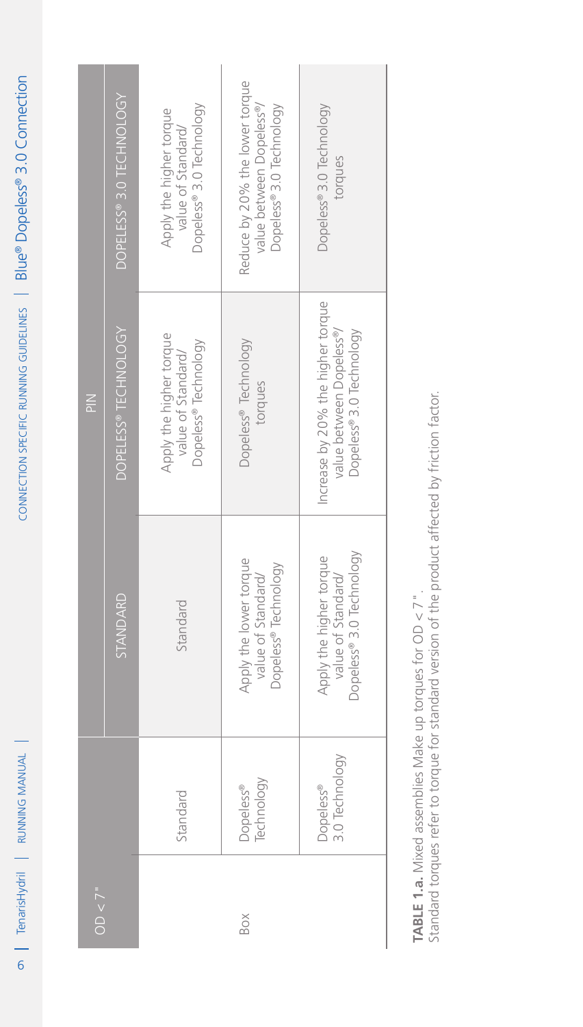| OD < 7" | | PIN | | |
|---|---|---|---|---|
| | | STANDARD | DOPELESS® TECHNOLOGY | DOPELESS® 3.0 TECHNOLOGY |
| Box | Standard | Standard | Apply the higher torque value of Standard/ Dopeless® Technology | Apply the higher torque value of Standard/ Dopeless® 3.0 Technology |
| | Dopeless® Technology | Apply the lower torque value of Standard/ Dopeless® Technology | Dopeless® Technology torques | Reduce by 20% the lower torque value between Dopeless®/ Dopeless® 3.0 Technology |
| | Dopeless® 3.0 Technology | Apply the higher torque value of Standard/ Dopeless® 3.0 Technology | Increase by 20% the higher torque value between Dopeless®/ Dopeless® 3.0 Technology | Dopeless® 3.0 Technology torques |

**TABLE 1.a.** Mixed assemblies Make up torques for OD < 7".
Standard torques refer to torque for standard version of the product affected by friction factor.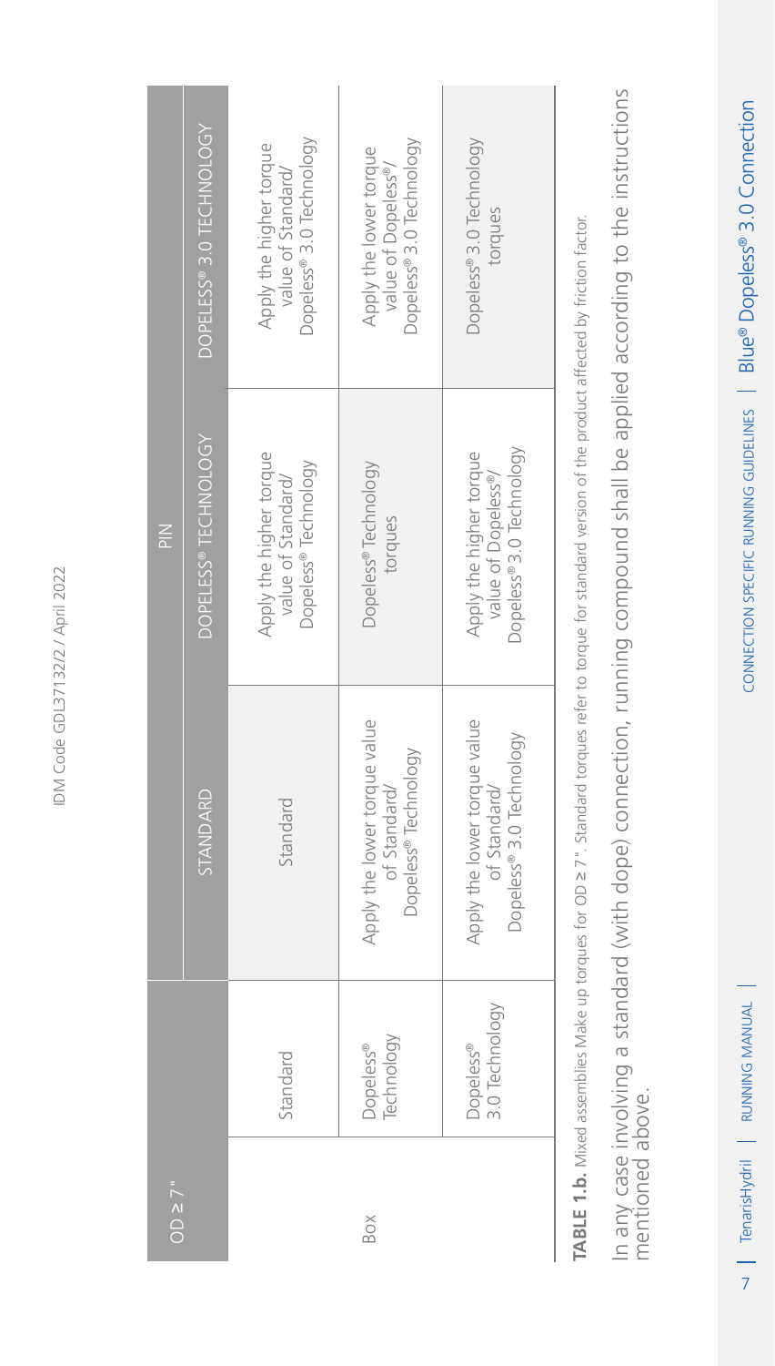| OD ≥ 7" | | PIN | | |
|---|---|---|---|---|
| | | STANDARD | DOPELESS® TECHNOLOGY | DOPELESS® 3.0 TECHNOLOGY |
| Box | Standard | Standard | Apply the higher torque value of Standard/ Dopeless® Technology | Apply the higher torque value of Standard/ Dopeless® 3.0 Technology |
| | Dopeless® Technology | Apply the lower torque value of Standard/ Dopeless® Technology | Dopeless® Technology torques | Apply the lower torque value of Dopeless®/ Dopeless® 3.0 Technology |
| | Dopeless® 3.0 Technology | Apply the lower torque value of Standard/ Dopeless® 3.0 Technology | Apply the higher torque value of Dopeless®/ Dopeless® 3.0 Technology | Dopeless® 3.0 Technology torques |

**TABLE 1.b.** Mixed assemblies Make up torques for OD ≥ 7". Standard torques refer to torque for standard version of the product affected by friction factor.

In any case involving a standard (with dope) connection, running compound shall be applied according to the instructions mentioned above.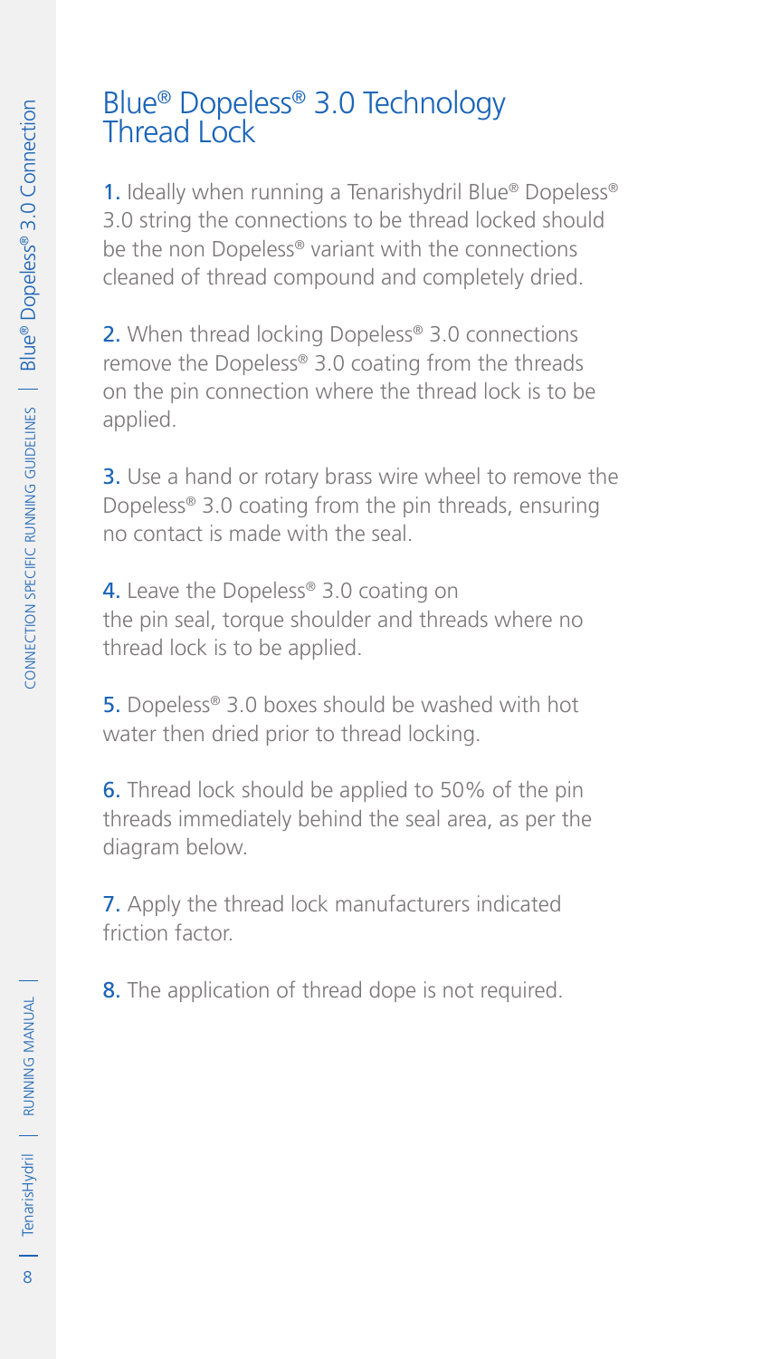# Blue® Dopeless® 3.0 Technology Thread Lock

1. Ideally when running a Tenarishydril Blue® Dopeless® 3.0 string the connections to be thread locked should be the non Dopeless® variant with the connections cleaned of thread compound and completely dried.

2. When thread locking Dopeless® 3.0 connections remove the Dopeless® 3.0 coating from the threads on the pin connection where the thread lock is to be applied.

3. Use a hand or rotary brass wire wheel to remove the Dopeless® 3.0 coating from the pin threads, ensuring no contact is made with the seal.

4. Leave the Dopeless® 3.0 coating on the pin seal, torque shoulder and threads where no thread lock is to be applied.

5. Dopeless® 3.0 boxes should be washed with hot water then dried prior to thread locking.

6. Thread lock should be applied to 50% of the pin threads immediately behind the seal area, as per the diagram below.

7. Apply the thread lock manufacturers indicated friction factor.

8. The application of thread dope is not required.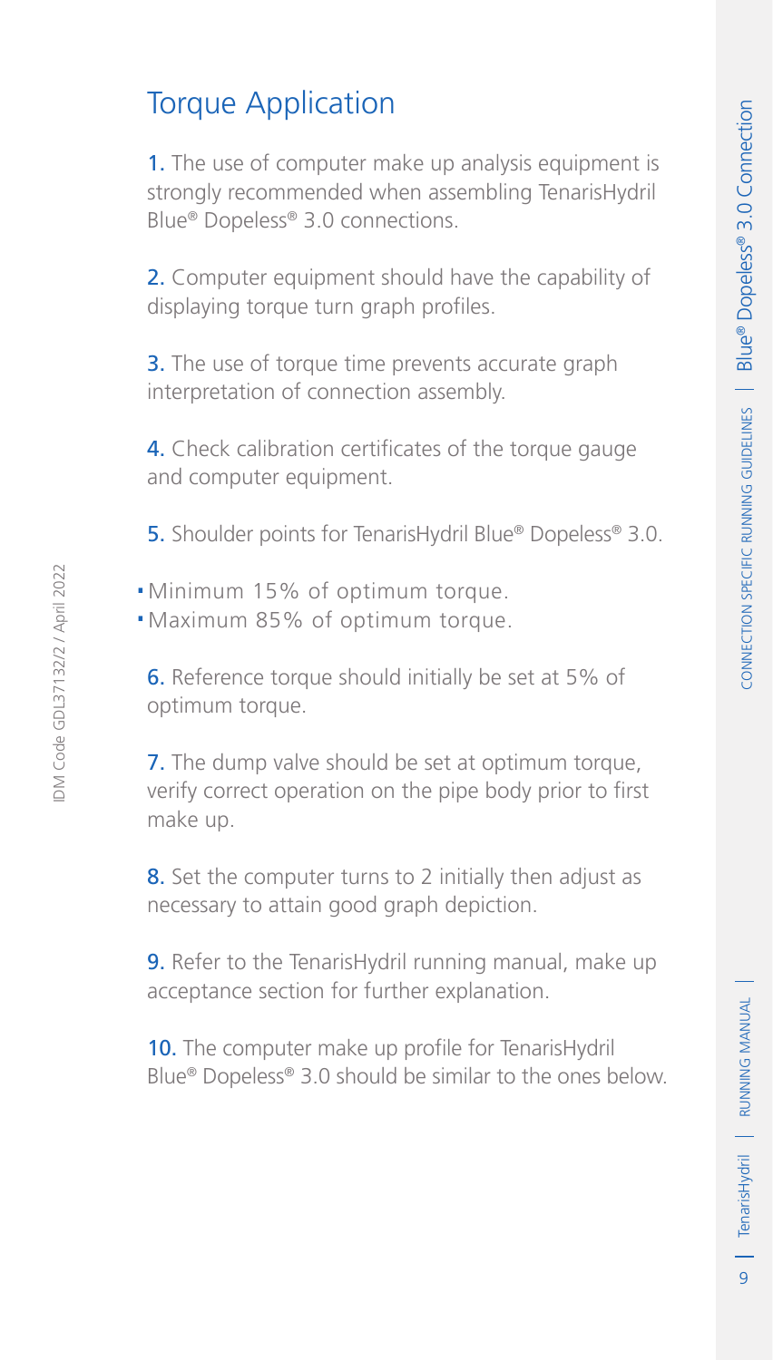## Torque Application

1. The use of computer make up analysis equipment is strongly recommended when assembling TenarisHydril Blue® Dopeless® 3.0 connections.

2. Computer equipment should have the capability of displaying torque turn graph profiles.

3. The use of torque time prevents accurate graph interpretation of connection assembly.

4. Check calibration certificates of the torque gauge and computer equipment.

5. Shoulder points for TenarisHydril Blue® Dopeless® 3.0.

- Minimum 15% of optimum torque.
- Maximum 85% of optimum torque.

6. Reference torque should initially be set at 5% of optimum torque.

7. The dump valve should be set at optimum torque, verify correct operation on the pipe body prior to first make up.

8. Set the computer turns to 2 initially then adjust as necessary to attain good graph depiction.

9. Refer to the TenarisHydril running manual, make up acceptance section for further explanation.

10. The computer make up profile for TenarisHydril Blue® Dopeless® 3.0 should be similar to the ones below.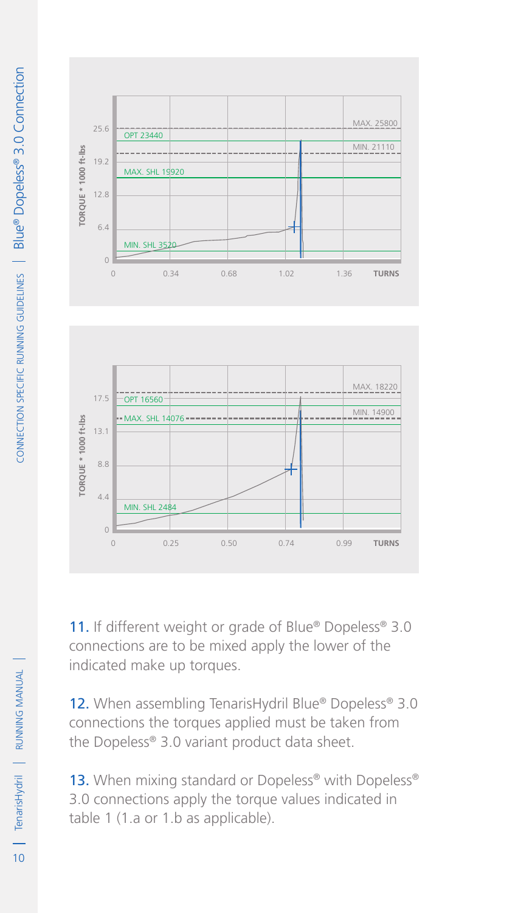11. If different weight or grade of Blue® Dopeless® 3.0 connections are to be mixed apply the lower of the indicated make up torques.

12. When assembling TenarisHydril Blue® Dopeless® 3.0 connections the torques applied must be taken from the Dopeless® 3.0 variant product data sheet.

13. When mixing standard or Dopeless® with Dopeless® 3.0 connections apply the torque values indicated in table 1 (1.a or 1.b as applicable).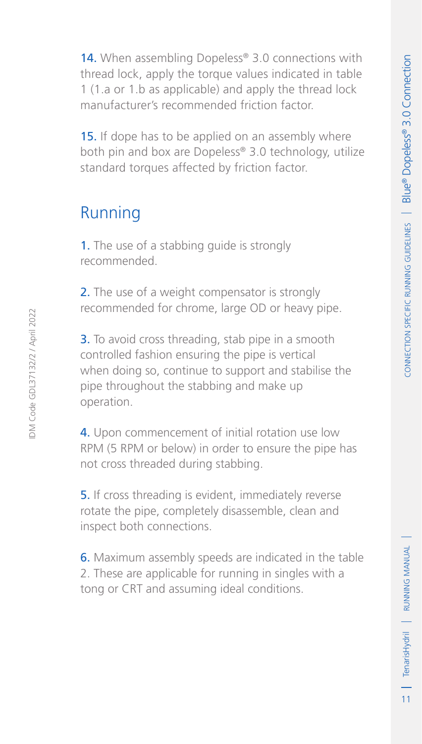14. When assembling Dopeless® 3.0 connections with thread lock, apply the torque values indicated in table 1 (1.a or 1.b as applicable) and apply the thread lock manufacturer's recommended friction factor.

15. If dope has to be applied on an assembly where both pin and box are Dopeless® 3.0 technology, utilize standard torques affected by friction factor.

## Running

1. The use of a stabbing guide is strongly recommended.

2. The use of a weight compensator is strongly recommended for chrome, large OD or heavy pipe.

3. To avoid cross threading, stab pipe in a smooth controlled fashion ensuring the pipe is vertical when doing so, continue to support and stabilise the pipe throughout the stabbing and make up operation.

4. Upon commencement of initial rotation use low RPM (5 RPM or below) in order to ensure the pipe has not cross threaded during stabbing.

5. If cross threading is evident, immediately reverse rotate the pipe, completely disassemble, clean and inspect both connections.

6. Maximum assembly speeds are indicated in the table 2. These are applicable for running in singles with a tong or CRT and assuming ideal conditions.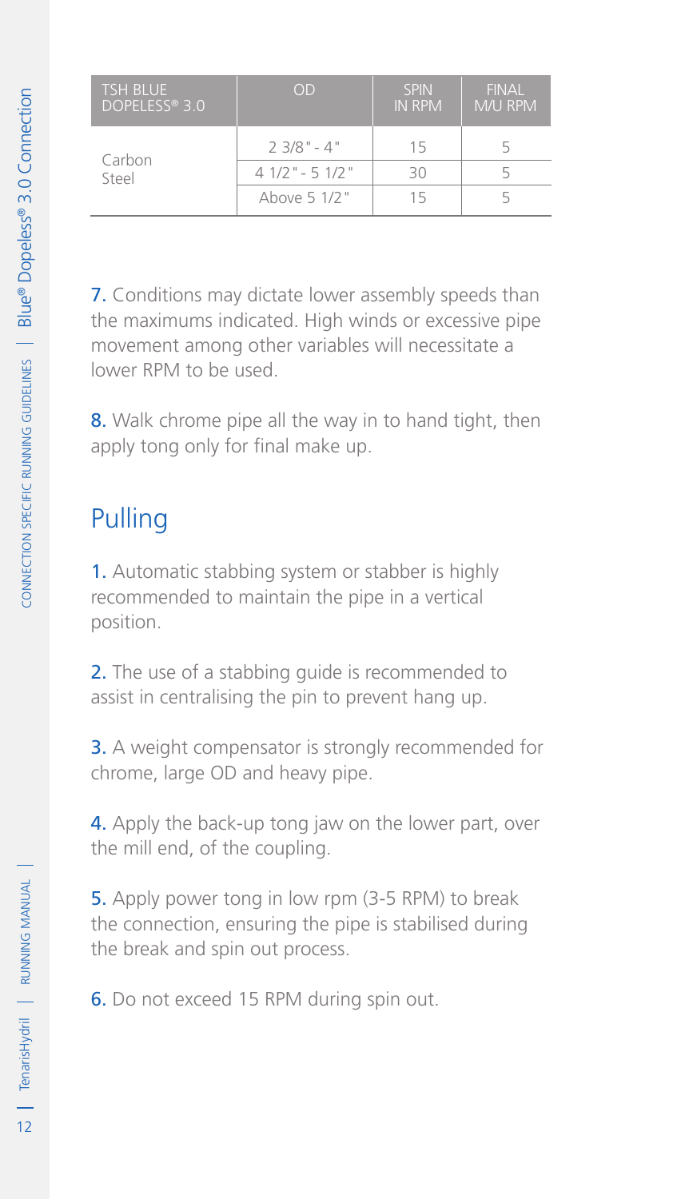| TSH BLUE DOPELESS® 3.0 | OD | SPIN IN RPM | FINAL M/U RPM |
| --- | --- | --- | --- |
| Carbon Steel | 2 3/8" - 4" | 15 | 5 |
| | 4 1/2" - 5 1/2" | 30 | 5 |
| | Above 5 1/2" | 15 | 5 |

7. Conditions may dictate lower assembly speeds than the maximums indicated. High winds or excessive pipe movement among other variables will necessitate a lower RPM to be used.

8. Walk chrome pipe all the way in to hand tight, then apply tong only for final make up.

## Pulling

1. Automatic stabbing system or stabber is highly recommended to maintain the pipe in a vertical position.

2. The use of a stabbing guide is recommended to assist in centralising the pin to prevent hang up.

3. A weight compensator is strongly recommended for chrome, large OD and heavy pipe.

4. Apply the back-up tong jaw on the lower part, over the mill end, of the coupling.

5. Apply power tong in low rpm (3-5 RPM) to break the connection, ensuring the pipe is stabilised during the break and spin out process.

6. Do not exceed 15 RPM during spin out.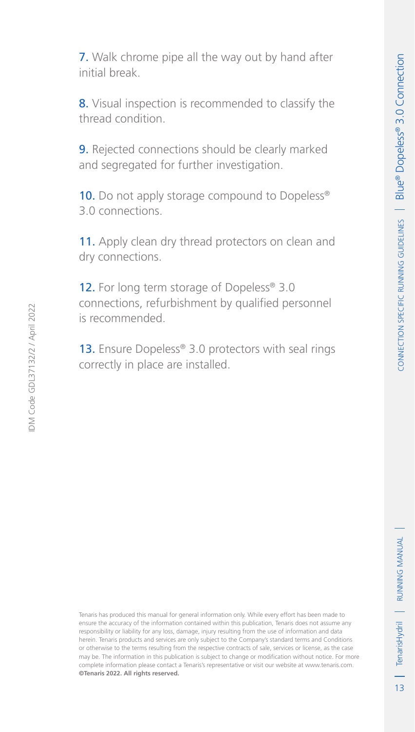7. Walk chrome pipe all the way out by hand after initial break.

8. Visual inspection is recommended to classify the thread condition.

9. Rejected connections should be clearly marked and segregated for further investigation.

10. Do not apply storage compound to Dopeless® 3.0 connections.

11. Apply clean dry thread protectors on clean and dry connections.

12. For long term storage of Dopeless® 3.0 connections, refurbishment by qualified personnel is recommended.

13. Ensure Dopeless® 3.0 protectors with seal rings correctly in place are installed.

IDM Code GDL37132/2 / April 2022

Tenaris has produced this manual for general information only. While every effort has been made to ensure the accuracy of the information contained within this publication, Tenaris does not assume any responsibility or liability for any loss, damage, injury resulting from the use of information and data herein. Tenaris products and services are only subject to the Company's standard terms and Conditions or otherwise to the terms resulting from the respective contracts of sale, services or license, as the case may be. The information in this publication is subject to change or modification without notice. For more complete information please contact a Tenaris's representative or visit our website at www.tenaris.com. **©Tenaris 2022. All rights reserved.**